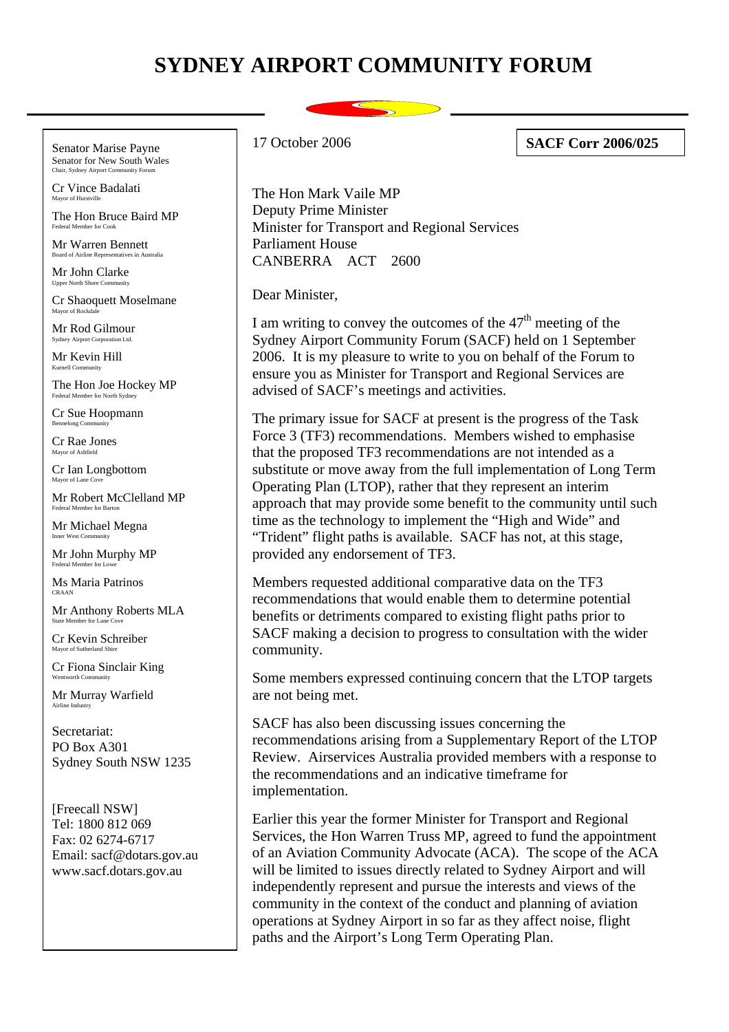# SYDNEY AIRPORT COMMUNITY FORUM

Senator Marise Payne
Senator for New South Wales
Chair, Sydney Airport Community Forum

Cr Vince Badalati
Mayor of Hurstville

The Hon Bruce Baird MP
Federal Member for Cook

Mr Warren Bennett
Board of Airline Representatives in Australia

Mr John Clarke
Upper North Shore Community

Cr Shaoquett Moselmane
Mayor of Rockdale

Mr Rod Gilmour
Sydney Airport Corporation Ltd.

Mr Kevin Hill
Kurnell Community

The Hon Joe Hockey MP
Federal Member for North Sydney

Cr Sue Hoopmann
Bennelong Community

Cr Rae Jones
Mayor of Ashfield

Cr Ian Longbottom
Mayor of Lane Cove

Mr Robert McClelland MP
Federal Member for Barton

Mr Michael Megna
Inner West Community

Mr John Murphy MP
Federal Member for Lowe

Ms Maria Patrinos
CRAAN

Mr Anthony Roberts MLA
State Member for Lane Cove

Cr Kevin Schreiber
Mayor of Sutherland Shire

Cr Fiona Sinclair King
Wentworth Community

Mr Murray Warfield
Airline Industry

Secretariat:
PO Box A301
Sydney South NSW 1235

[Freecall NSW]
Tel: 1800 812 069
Fax: 02 6274-6717
Email: sacf@dotars.gov.au
www.sacf.dotars.gov.au

17 October 2006

**SACF Corr 2006/025**

The Hon Mark Vaile MP
Deputy Prime Minister
Minister for Transport and Regional Services
Parliament House
CANBERRA ACT 2600

Dear Minister,

I am writing to convey the outcomes of the 47th meeting of the Sydney Airport Community Forum (SACF) held on 1 September 2006. It is my pleasure to write to you on behalf of the Forum to ensure you as Minister for Transport and Regional Services are advised of SACF's meetings and activities.

The primary issue for SACF at present is the progress of the Task Force 3 (TF3) recommendations. Members wished to emphasise that the proposed TF3 recommendations are not intended as a substitute or move away from the full implementation of Long Term Operating Plan (LTOP), rather that they represent an interim approach that may provide some benefit to the community until such time as the technology to implement the "High and Wide" and "Trident" flight paths is available. SACF has not, at this stage, provided any endorsement of TF3.

Members requested additional comparative data on the TF3 recommendations that would enable them to determine potential benefits or detriments compared to existing flight paths prior to SACF making a decision to progress to consultation with the wider community.

Some members expressed continuing concern that the LTOP targets are not being met.

SACF has also been discussing issues concerning the recommendations arising from a Supplementary Report of the LTOP Review. Airservices Australia provided members with a response to the recommendations and an indicative timeframe for implementation.

Earlier this year the former Minister for Transport and Regional Services, the Hon Warren Truss MP, agreed to fund the appointment of an Aviation Community Advocate (ACA). The scope of the ACA will be limited to issues directly related to Sydney Airport and will independently represent and pursue the interests and views of the community in the context of the conduct and planning of aviation operations at Sydney Airport in so far as they affect noise, flight paths and the Airport's Long Term Operating Plan.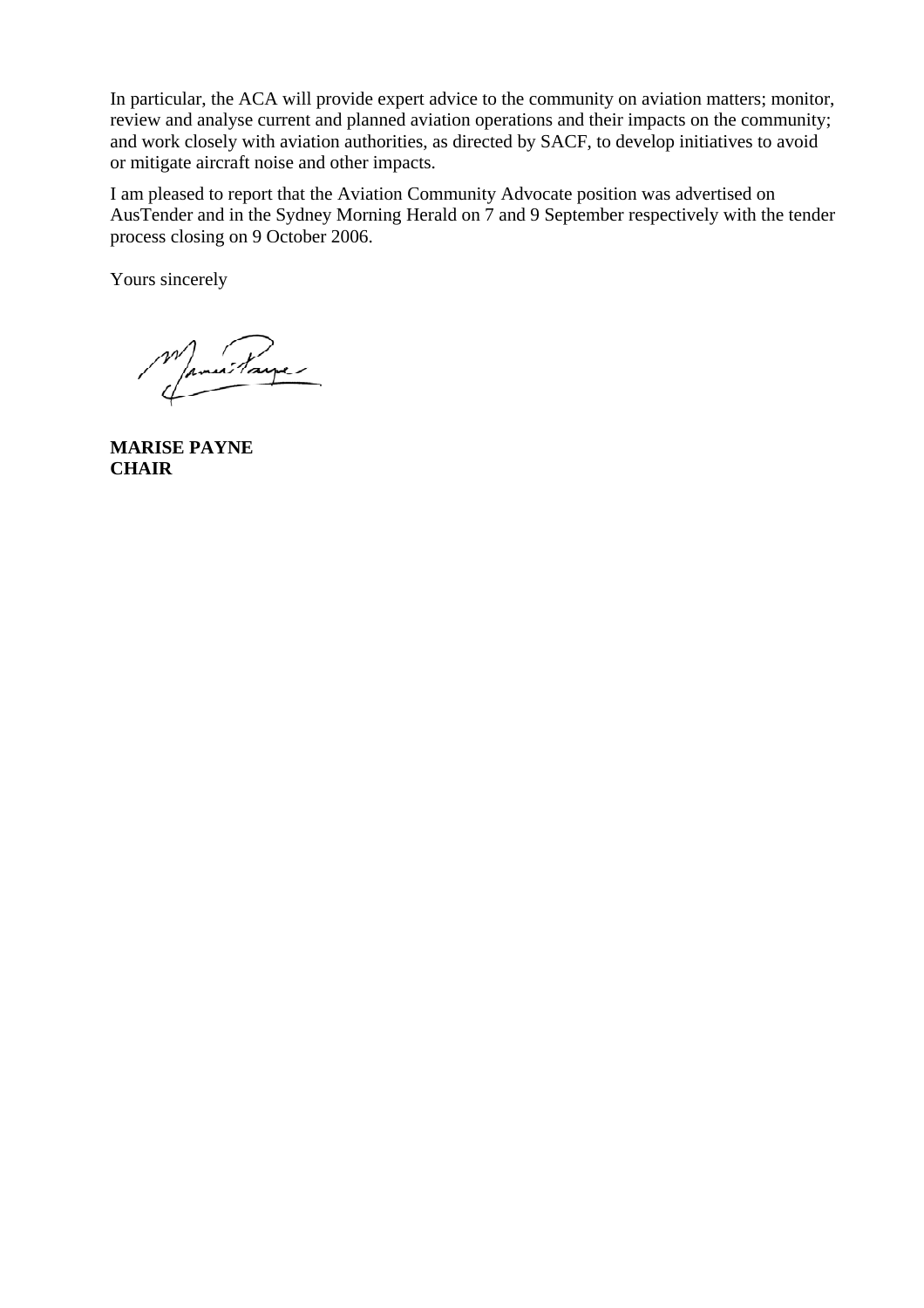In particular, the ACA will provide expert advice to the community on aviation matters; monitor, review and analyse current and planned aviation operations and their impacts on the community; and work closely with aviation authorities, as directed by SACF, to develop initiatives to avoid or mitigate aircraft noise and other impacts.

I am pleased to report that the Aviation Community Advocate position was advertised on AusTender and in the Sydney Morning Herald on 7 and 9 September respectively with the tender process closing on 9 October 2006.

Yours sincerely

**MARISE PAYNE**
**CHAIR**